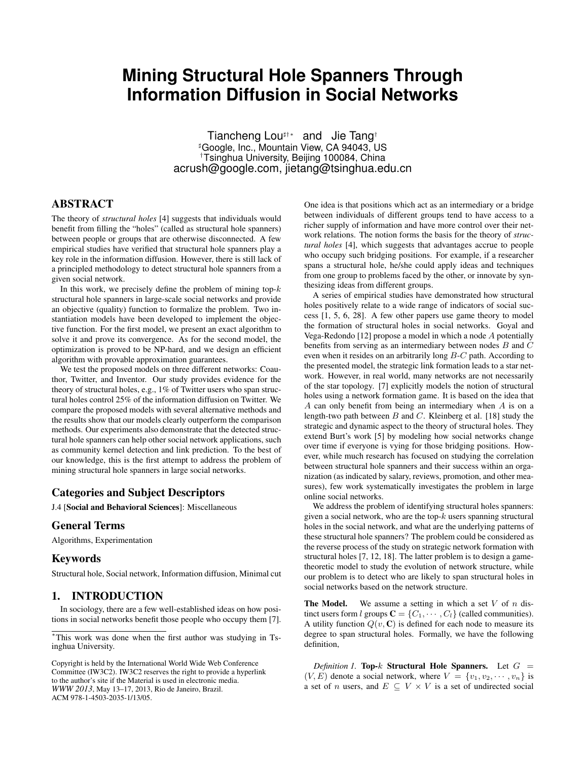# Mining Structural Hole Spanners Through Information Diffusion in Social Networks

Tiancheng Lou[♯†*] and Jie Tang[†]
[♯]Google, Inc., Mountain View, CA 94043, US
[†]Tsinghua University, Beijing 100084, China
acrush@google.com, jietang@tsinghua.edu.cn

## ABSTRACT

The theory of *structural holes* [4] suggests that individuals would benefit from filling the "holes" (called as structural hole spanners) between people or groups that are otherwise disconnected. A few empirical studies have verified that structural hole spanners play a key role in the information diffusion. However, there is still lack of a principled methodology to detect structural hole spanners from a given social network.

In this work, we precisely define the problem of mining top-$k$ structural hole spanners in large-scale social networks and provide an objective (quality) function to formalize the problem. Two instantiation models have been developed to implement the objective function. For the first model, we present an exact algorithm to solve it and prove its convergence. As for the second model, the optimization is proved to be NP-hard, and we design an efficient algorithm with provable approximation guarantees.

We test the proposed models on three different networks: Coauthor, Twitter, and Inventor. Our study provides evidence for the theory of structural holes, e.g., 1% of Twitter users who span structural holes control 25% of the information diffusion on Twitter. We compare the proposed models with several alternative methods and the results show that our models clearly outperform the comparison methods. Our experiments also demonstrate that the detected structural hole spanners can help other social network applications, such as community kernel detection and link prediction. To the best of our knowledge, this is the first attempt to address the problem of mining structural hole spanners in large social networks.

## Categories and Subject Descriptors

J.4 [**Social and Behavioral Sciences**]: Miscellaneous

## General Terms

Algorithms, Experimentation

## Keywords

Structural hole, Social network, Information diffusion, Minimal cut

## 1. INTRODUCTION

In sociology, there are a few well-established ideas on how positions in social networks benefit those people who occupy them [7]. One idea is that positions which act as an intermediary or a bridge between individuals of different groups tend to have access to a richer supply of information and have more control over their network relations. The notion forms the basis for the theory of *structural holes* [4], which suggests that advantages accrue to people who occupy such bridging positions. For example, if a researcher spans a structural hole, he/she could apply ideas and techniques from one group to problems faced by the other, or innovate by synthesizing ideas from different groups.

A series of empirical studies have demonstrated how structural holes positively relate to a wide range of indicators of social success [1, 5, 6, 28]. A few other papers use game theory to model the formation of structural holes in social networks. Goyal and Vega-Redondo [12] propose a model in which a node $A$ potentially benefits from serving as an intermediary between nodes $B$ and $C$ even when it resides on an arbitrarily long $B$-$C$ path. According to the presented model, the strategic link formation leads to a star network. However, in real world, many networks are not necessarily of the star topology. [7] explicitly models the notion of structural holes using a network formation game. It is based on the idea that $A$ can only benefit from being an intermediary when $A$ is on a length-two path between $B$ and $C$. Kleinberg et al. [18] study the strategic and dynamic aspect to the theory of structural holes. They extend Burt's work [5] by modeling how social networks change over time if everyone is vying for those bridging positions. However, while much research has focused on studying the correlation between structural hole spanners and their success within an organization (as indicated by salary, reviews, promotion, and other measures), few work systematically investigates the problem in large online social networks.

We address the problem of identifying structural holes spanners: given a social network, who are the top-$k$ users spanning structural holes in the social network, and what are the underlying patterns of these structural hole spanners? The problem could be considered as the reverse process of the study on strategic network formation with structural holes [7, 12, 18]. The latter problem is to design a game-theoretic model to study the evolution of network structure, while our problem is to detect who are likely to span structural holes in social networks based on the network structure.

**The Model.** We assume a setting in which a set $V$ of $n$ distinct users form $l$ groups $\mathbf{C} = \{C_1, \cdots, C_l\}$ (called communities). A utility function $Q(v, \mathbf{C})$ is defined for each node to measure its degree to span structural holes. Formally, we have the following definition,

*Definition 1.* **Top-$k$ Structural Hole Spanners.** Let $G = (V, E)$ denote a social network, where $V = \{v_1, v_2, \cdots, v_n\}$ is a set of $n$ users, and $E \subseteq V \times V$ is a set of undirected social

*This work was done when the first author was studying in Tsinghua University.

Copyright is held by the International World Wide Web Conference Committee (IW3C2). IW3C2 reserves the right to provide a hyperlink to the author's site if the Material is used in electronic media.
*WWW 2013*, May 13–17, 2013, Rio de Janeiro, Brazil.
ACM 978-1-4503-2035-1/13/05.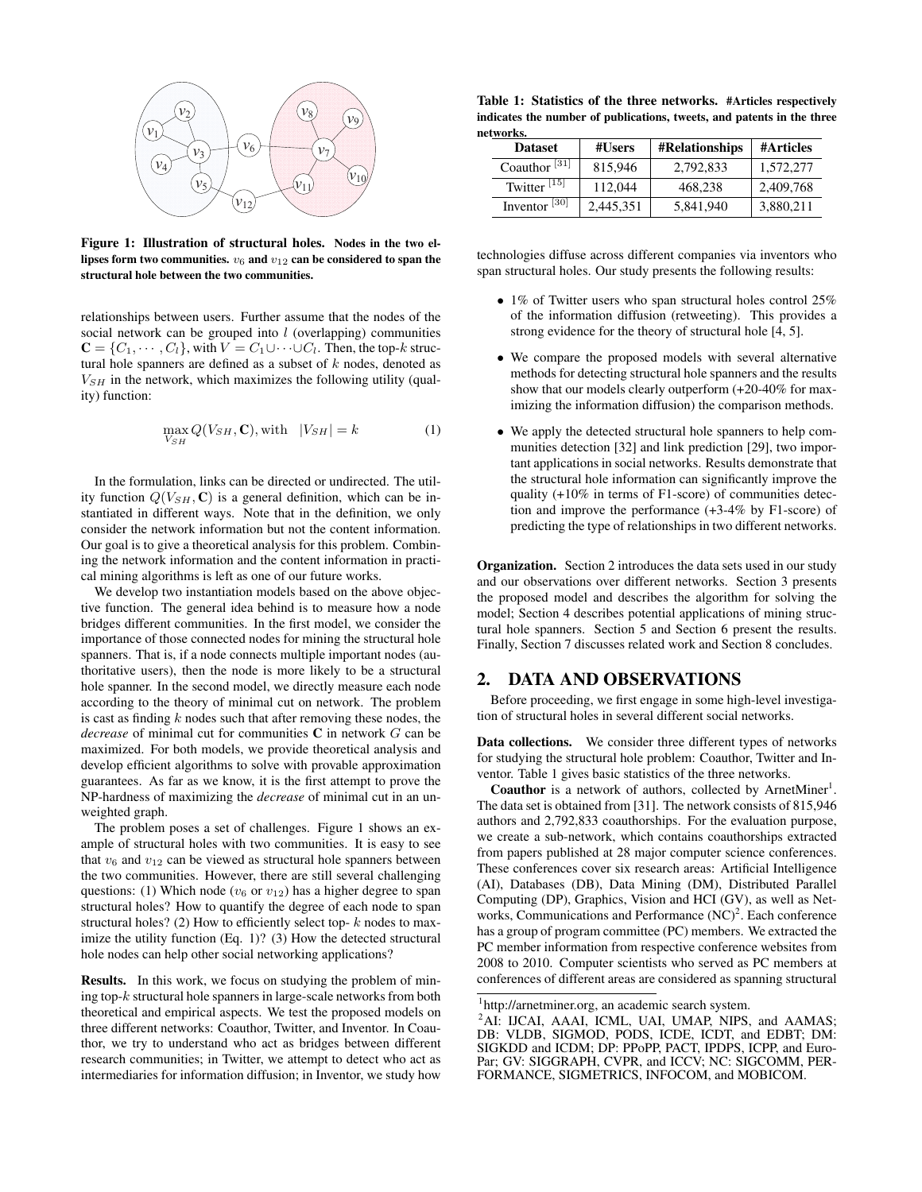Figure 1: Illustration of structural holes. Nodes in the two ellipses form two communities. $v_6$ and $v_{12}$ can be considered to span the structural hole between the two communities.

relationships between users. Further assume that the nodes of the social network can be grouped into $l$ (overlapping) communities $\mathbf{C} = \{C_1, \cdots, C_l\}$, with $V = C_1 \cup \cdots \cup C_l$. Then, the top-$k$ structural hole spanners are defined as a subset of $k$ nodes, denoted as $V_{SH}$ in the network, which maximizes the following utility (quality) function:

$$\max_{V_{SH}} Q(V_{SH}, \mathbf{C}), \text{with} \quad |V_{SH}| = k \tag{1}$$

In the formulation, links can be directed or undirected. The utility function $Q(V_{SH}, \mathbf{C})$ is a general definition, which can be instantiated in different ways. Note that in the definition, we only consider the network information but not the content information. Our goal is to give a theoretical analysis for this problem. Combining the network information and the content information in practical mining algorithms is left as one of our future works.

We develop two instantiation models based on the above objective function. The general idea behind is to measure how a node bridges different communities. In the first model, we consider the importance of those connected nodes for mining the structural hole spanners. That is, if a node connects multiple important nodes (authoritative users), then the node is more likely to be a structural hole spanner. In the second model, we directly measure each node according to the theory of minimal cut on network. The problem is cast as finding $k$ nodes such that after removing these nodes, the *decrease* of minimal cut for communities $\mathbf{C}$ in network $G$ can be maximized. For both models, we provide theoretical analysis and develop efficient algorithms to solve with provable approximation guarantees. As far as we know, it is the first attempt to prove the NP-hardness of maximizing the *decrease* of minimal cut in an unweighted graph.

The problem poses a set of challenges. Figure 1 shows an example of structural holes with two communities. It is easy to see that $v_6$ and $v_{12}$ can be viewed as structural hole spanners between the two communities. However, there are still several challenging questions: (1) Which node ($v_6$ or $v_{12}$) has a higher degree to span structural holes? How to quantify the degree of each node to span structural holes? (2) How to efficiently select top- $k$ nodes to maximize the utility function (Eq. 1)? (3) How the detected structural hole nodes can help other social networking applications?

**Results.** In this work, we focus on studying the problem of mining top-$k$ structural hole spanners in large-scale networks from both theoretical and empirical aspects. We test the proposed models on three different networks: Coauthor, Twitter, and Inventor. In Coauthor, we try to understand who act as bridges between different research communities; in Twitter, we attempt to detect who act as intermediaries for information diffusion; in Inventor, we study how technologies diffuse across different companies via inventors who span structural holes. Our study presents the following results:

- 1% of Twitter users who span structural holes control 25% of the information diffusion (retweeting). This provides a strong evidence for the theory of structural hole [4, 5].
- We compare the proposed models with several alternative methods for detecting structural hole spanners and the results show that our models clearly outperform (+20-40% for maximizing the information diffusion) the comparison methods.
- We apply the detected structural hole spanners to help communities detection [32] and link prediction [29], two important applications in social networks. Results demonstrate that the structural hole information can significantly improve the quality (+10% in terms of F1-score) of communities detection and improve the performance (+3-4% by F1-score) of predicting the type of relationships in two different networks.

**Organization.** Section 2 introduces the data sets used in our study and our observations over different networks. Section 3 presents the proposed model and describes the algorithm for solving the model; Section 4 describes potential applications of mining structural hole spanners. Section 5 and Section 6 present the results. Finally, Section 7 discusses related work and Section 8 concludes.

Table 1: Statistics of the three networks. #Articles respectively indicates the number of publications, tweets, and patents in the three networks.

| Dataset | #Users | #Relationships | #Articles |
|---|---|---|---|
| Coauthor [31] | 815,946 | 2,792,833 | 1,572,277 |
| Twitter [15] | 112,044 | 468,238 | 2,409,768 |
| Inventor [30] | 2,445,351 | 5,841,940 | 3,880,211 |

## 2. DATA AND OBSERVATIONS

Before proceeding, we first engage in some high-level investigation of structural holes in several different social networks.

**Data collections.** We consider three different types of networks for studying the structural hole problem: Coauthor, Twitter and Inventor. Table 1 gives basic statistics of the three networks.

**Coauthor** is a network of authors, collected by ArnetMiner[1]. The data set is obtained from [31]. The network consists of 815,946 authors and 2,792,833 coauthorships. For the evaluation purpose, we create a sub-network, which contains coauthorships extracted from papers published at 28 major computer science conferences. These conferences cover six research areas: Artificial Intelligence (AI), Databases (DB), Data Mining (DM), Distributed Parallel Computing (DP), Graphics, Vision and HCI (GV), as well as Networks, Communications and Performance (NC)[2]. Each conference has a group of program committee (PC) members. We extracted the PC member information from respective conference websites from 2008 to 2010. Computer scientists who served as PC members at conferences of different areas are considered as spanning structural

[1] http://arnetminer.org, an academic search system.

[2] AI: IJCAI, AAAI, ICML, UAI, UMAP, NIPS, and AAMAS; DB: VLDB, SIGMOD, PODS, ICDE, ICDT, and EDBT; DM: SIGKDD and ICDM; DP: PPoPP, PACT, IPDPS, ICPP, and EuroPar; GV: SIGGRAPH, CVPR, and ICCV; NC: SIGCOMM, PERFORMANCE, SIGMETRICS, INFOCOM, and MOBICOM.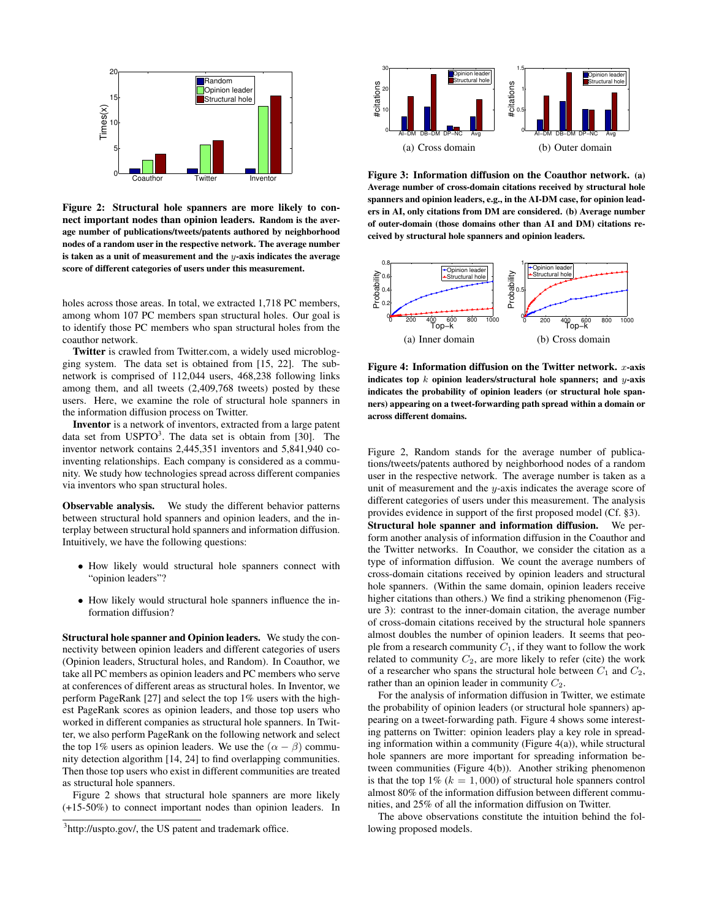Figure 2: Structural hole spanners are more likely to connect important nodes than opinion leaders. Random is the average number of publications/tweets/patents authored by neighborhood nodes of a random user in the respective network. The average number is taken as a unit of measurement and the $y$-axis indicates the average score of different categories of users under this measurement.

holes across those areas. In total, we extracted 1,718 PC members, among whom 107 PC members span structural holes. Our goal is to identify those PC members who span structural holes from the coauthor network.

**Twitter** is crawled from Twitter.com, a widely used microblogging system. The data set is obtained from [15, 22]. The subnetwork is comprised of 112,044 users, 468,238 following links among them, and all tweets (2,409,768 tweets) posted by these users. Here, we examine the role of structural hole spanners in the information diffusion process on Twitter.

**Inventor** is a network of inventors, extracted from a large patent data set from USPTO[3]. The data set is obtain from [30]. The inventor network contains 2,445,351 inventors and 5,841,940 co-inventing relationships. Each company is considered as a community. We study how technologies spread across different companies via inventors who span structural holes.

**Observable analysis.** We study the different behavior patterns between structural hold spanners and opinion leaders, and the interplay between structural hold spanners and information diffusion. Intuitively, we have the following questions:

- How likely would structural hole spanners connect with "opinion leaders"?
- How likely would structural hole spanners influence the information diffusion?

**Structural hole spanner and Opinion leaders.** We study the connectivity between opinion leaders and different categories of users (Opinion leaders, Structural holes, and Random). In Coauthor, we take all PC members as opinion leaders and PC members who serve at conferences of different areas as structural holes. In Inventor, we perform PageRank [27] and select the top 1% users with the highest PageRank scores as opinion leaders, and those top users who worked in different companies as structural hole spanners. In Twitter, we also perform PageRank on the following network and select the top 1% users as opinion leaders. We use the $(\alpha - \beta)$ community detection algorithm [14, 24] to find overlapping communities. Then those top users who exist in different communities are treated as structural hole spanners.

Figure 2 shows that structural hole spanners are more likely (+15-50%) to connect important nodes than opinion leaders. In Figure 2, Random stands for the average number of publications/tweets/patents authored by neighborhood nodes of a random user in the respective network. The average number is taken as a unit of measurement and the $y$-axis indicates the average score of different categories of users under this measurement. The analysis provides evidence in support of the first proposed model (Cf. §3).

[3]http://uspto.gov/, the US patent and trademark office.

Figure 3: Information diffusion on the Coauthor network. (a) Average number of cross-domain citations received by structural hole spanners and opinion leaders, e.g., in the AI-DM case, for opinion leaders in AI, only citations from DM are considered. (b) Average number of outer-domain (those domains other than AI and DM) citations received by structural hole spanners and opinion leaders.

Figure 4: Information diffusion on the Twitter network. $x$-axis indicates top $k$ opinion leaders/structural hole spanners; and $y$-axis indicates the probability of opinion leaders (or structural hole spanners) appearing on a tweet-forwarding path spread within a domain or across different domains.

**Structural hole spanner and information diffusion.** We perform another analysis of information diffusion in the Coauthor and the Twitter networks. In Coauthor, we consider the citation as a type of information diffusion. We count the average numbers of cross-domain citations received by opinion leaders and structural hole spanners. (Within the same domain, opinion leaders receive higher citations than others.) We find a striking phenomenon (Figure 3): contrast to the inner-domain citation, the average number of cross-domain citations received by the structural hole spanners almost doubles the number of opinion leaders. It seems that people from a research community $C_1$, if they want to follow the work related to community $C_2$, are more likely to refer (cite) the work of a researcher who spans the structural hole between $C_1$ and $C_2$, rather than an opinion leader in community $C_2$.

For the analysis of information diffusion in Twitter, we estimate the probability of opinion leaders (or structural hole spanners) appearing on a tweet-forwarding path. Figure 4 shows some interesting patterns on Twitter: opinion leaders play a key role in spreading information within a community (Figure 4(a)), while structural hole spanners are more important for spreading information between communities (Figure 4(b)). Another striking phenomenon is that the top 1% ($k = 1,000$) of structural hole spanners control almost 80% of the information diffusion between different communities, and 25% of all the information diffusion on Twitter.

The above observations constitute the intuition behind the following proposed models.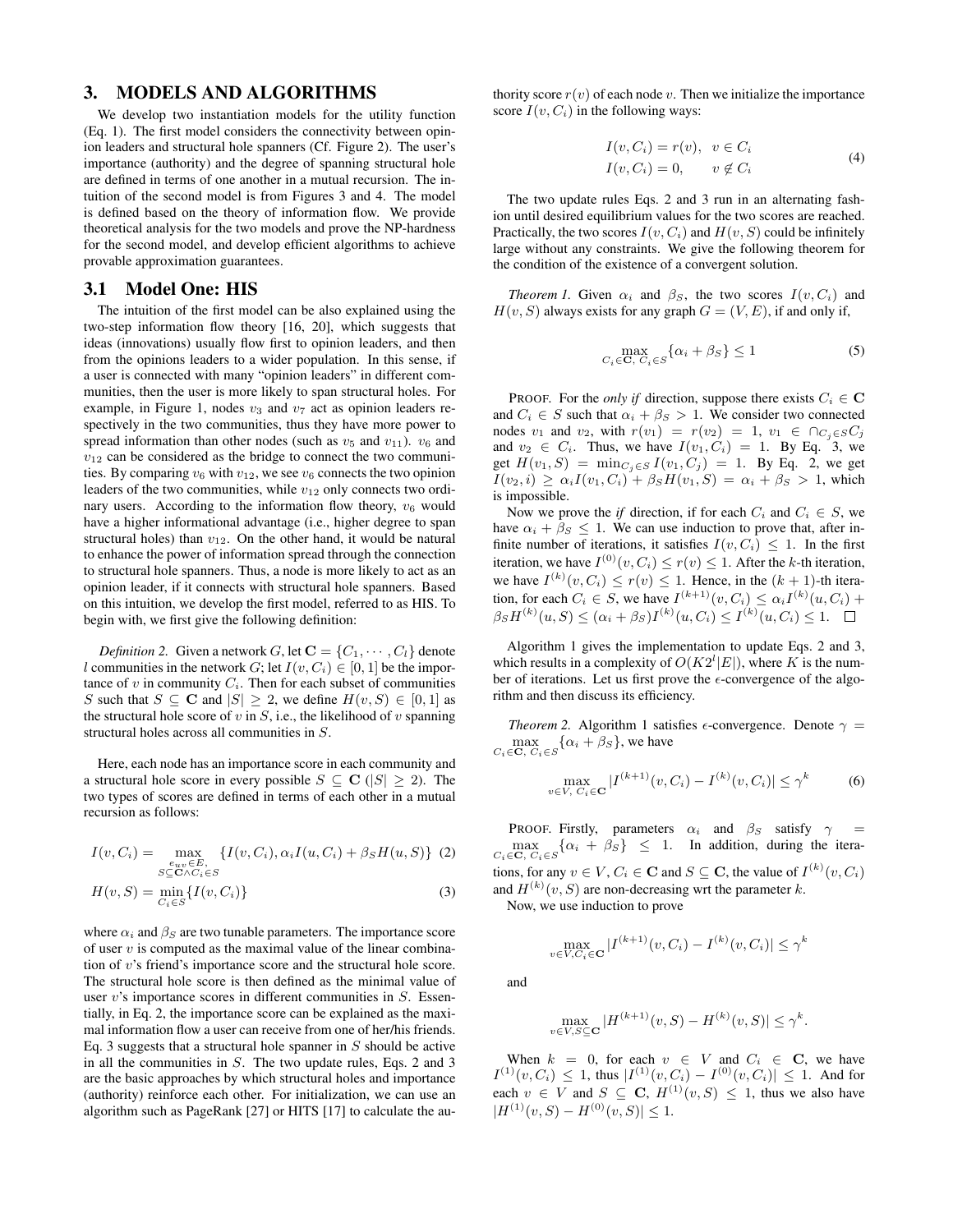## 3. MODELS AND ALGORITHMS

We develop two instantiation models for the utility function (Eq. 1). The first model considers the connectivity between opinion leaders and structural hole spanners (Cf. Figure 2). The user's importance (authority) and the degree of spanning structural hole are defined in terms of one another in a mutual recursion. The intuition of the second model is from Figures 3 and 4. The model is defined based on the theory of information flow. We provide theoretical analysis for the two models and prove the NP-hardness for the second model, and develop efficient algorithms to achieve provable approximation guarantees.

### 3.1 Model One: HIS

The intuition of the first model can be also explained using the two-step information flow theory [16, 20], which suggests that ideas (innovations) usually flow first to opinion leaders, and then from the opinions leaders to a wider population. In this sense, if a user is connected with many "opinion leaders" in different communities, then the user is more likely to span structural holes. For example, in Figure 1, nodes $v_3$ and $v_7$ act as opinion leaders respectively in the two communities, thus they have more power to spread information than other nodes (such as $v_5$ and $v_{11}$). $v_6$ and $v_{12}$ can be considered as the bridge to connect the two communities. By comparing $v_6$ with $v_{12}$, we see $v_6$ connects the two opinion leaders of the two communities, while $v_{12}$ only connects two ordinary users. According to the information flow theory, $v_6$ would have a higher informational advantage (i.e., higher degree to span structural holes) than $v_{12}$. On the other hand, it would be natural to enhance the power of information spread through the connection to structural hole spanners. Thus, a node is more likely to act as an opinion leader, if it connects with structural hole spanners. Based on this intuition, we develop the first model, referred to as HIS. To begin with, we first give the following definition:

*Definition 2.* Given a network $G$, let $\mathbf{C} = \{C_1, \cdots, C_l\}$ denote $l$ communities in the network $G$; let $I(v, C_i) \in [0, 1]$ be the importance of $v$ in community $C_i$. Then for each subset of communities $S$ such that $S \subseteq \mathbf{C}$ and $|S| \geq 2$, we define $H(v, S) \in [0, 1]$ as the structural hole score of $v$ in $S$, i.e., the likelihood of $v$ spanning structural holes across all communities in $S$.

Here, each node has an importance score in each community and a structural hole score in every possible $S \subseteq \mathbf{C}$ ($|S| \geq 2$). The two types of scores are defined in terms of each other in a mutual recursion as follows:

$$I(v, C_i) = \max_{\substack{e_{uv} \in E, \\ S \subseteq \mathbf{C} \wedge C_i \in S}} \{I(v, C_i), \alpha_i I(u, C_i) + \beta_S H(u, S)\} \quad (2)$$

$$H(v, S) = \min_{C_i \in S} \{I(v, C_i)\} \quad (3)$$

where $\alpha_i$ and $\beta_S$ are two tunable parameters. The importance score of user $v$ is computed as the maximal value of the linear combination of $v$'s friend's importance score and the structural hole score. The structural hole score is then defined as the minimal value of user $v$'s importance scores in different communities in $S$. Essentially, in Eq. 2, the importance score can be explained as the maximal information flow a user can receive from one of her/his friends. Eq. 3 suggests that a structural hole spanner in $S$ should be active in all the communities in $S$. The two update rules, Eqs. 2 and 3 are the basic approaches by which structural holes and importance (authority) reinforce each other. For initialization, we can use an algorithm such as PageRank [27] or HITS [17] to calculate the authority score $r(v)$ of each node $v$. Then we initialize the importance score $I(v, C_i)$ in the following ways:

$$\begin{aligned} I(v, C_i) &= r(v), \quad v \in C_i \\ I(v, C_i) &= 0, \qquad v \notin C_i \end{aligned} \quad (4)$$

The two update rules Eqs. 2 and 3 run in an alternating fashion until desired equilibrium values for the two scores are reached. Practically, the two scores $I(v, C_i)$ and $H(v, S)$ could be infinitely large without any constraints. We give the following theorem for the condition of the existence of a convergent solution.

*Theorem 1.* Given $\alpha_i$ and $\beta_S$, the two scores $I(v, C_i)$ and $H(v, S)$ always exists for any graph $G = (V, E)$, if and only if,

$$\max_{C_i \in \mathbf{C},\, C_i \in S} \{\alpha_i + \beta_S\} \leq 1 \quad (5)$$

PROOF. For the *only if* direction, suppose there exists $C_i \in \mathbf{C}$ and $C_i \in S$ such that $\alpha_i + \beta_S > 1$. We consider two connected nodes $v_1$ and $v_2$, with $r(v_1) = r(v_2) = 1$, $v_1 \in \cap_{C_j \in S} C_j$ and $v_2 \in C_i$. Thus, we have $I(v_1, C_i) = 1$. By Eq. 3, we get $H(v_1, S) = \min_{C_j \in S} I(v_1, C_j) = 1$. By Eq. 2, we get $I(v_2, i) \geq \alpha_i I(v_1, C_i) + \beta_S H(v_1, S) = \alpha_i + \beta_S > 1$, which is impossible.

Now we prove the *if* direction, if for each $C_i$ and $C_i \in S$, we have $\alpha_i + \beta_S \leq 1$. We can use induction to prove that, after infinite number of iterations, it satisfies $I(v, C_i) \leq 1$. In the first iteration, we have $I^{(0)}(v, C_i) \leq r(v) \leq 1$. After the $k$-th iteration, we have $I^{(k)}(v, C_i) \leq r(v) \leq 1$. Hence, in the $(k+1)$-th iteration, for each $C_i \in S$, we have $I^{(k+1)}(v, C_i) \leq \alpha_i I^{(k)}(u, C_i) + \beta_S H^{(k)}(u, S) \leq (\alpha_i + \beta_S) I^{(k)}(u, C_i) \leq I^{(k)}(u, C_i) \leq 1$. $\square$

Algorithm 1 gives the implementation to update Eqs. 2 and 3, which results in a complexity of $O(K2^l|E|)$, where $K$ is the number of iterations. Let us first prove the $\epsilon$-convergence of the algorithm and then discuss its efficiency.

*Theorem 2.* Algorithm 1 satisfies $\epsilon$-convergence. Denote $\gamma = \max_{C_i \in \mathbf{C},\, C_i \in S} \{\alpha_i + \beta_S\}$, we have

$$\max_{v \in V,\, C_i \in \mathbf{C}} |I^{(k+1)}(v, C_i) - I^{(k)}(v, C_i)| \leq \gamma^k \quad (6)$$

PROOF. Firstly, parameters $\alpha_i$ and $\beta_S$ satisfy $\gamma = \max_{C_i \in \mathbf{C},\, C_i \in S} \{\alpha_i + \beta_S\} \leq 1$. In addition, during the iterations, for any $v \in V$, $C_i \in \mathbf{C}$ and $S \subseteq \mathbf{C}$, the value of $I^{(k)}(v, C_i)$ and $H^{(k)}(v, S)$ are non-decreasing wrt the parameter $k$.

Now, we use induction to prove

$$\max_{v \in V, C_i \in \mathbf{C}} |I^{(k+1)}(v, C_i) - I^{(k)}(v, C_i)| \leq \gamma^k$$

and

$$\max_{v \in V, S \subseteq \mathbf{C}} |H^{(k+1)}(v, S) - H^{(k)}(v, S)| \leq \gamma^k.$$

When $k = 0$, for each $v \in V$ and $C_i \in \mathbf{C}$, we have $I^{(1)}(v, C_i) \leq 1$, thus $|I^{(1)}(v, C_i) - I^{(0)}(v, C_i)| \leq 1$. And for each $v \in V$ and $S \subseteq \mathbf{C}$, $H^{(1)}(v, S) \leq 1$, thus we also have $|H^{(1)}(v, S) - H^{(0)}(v, S)| \leq 1$.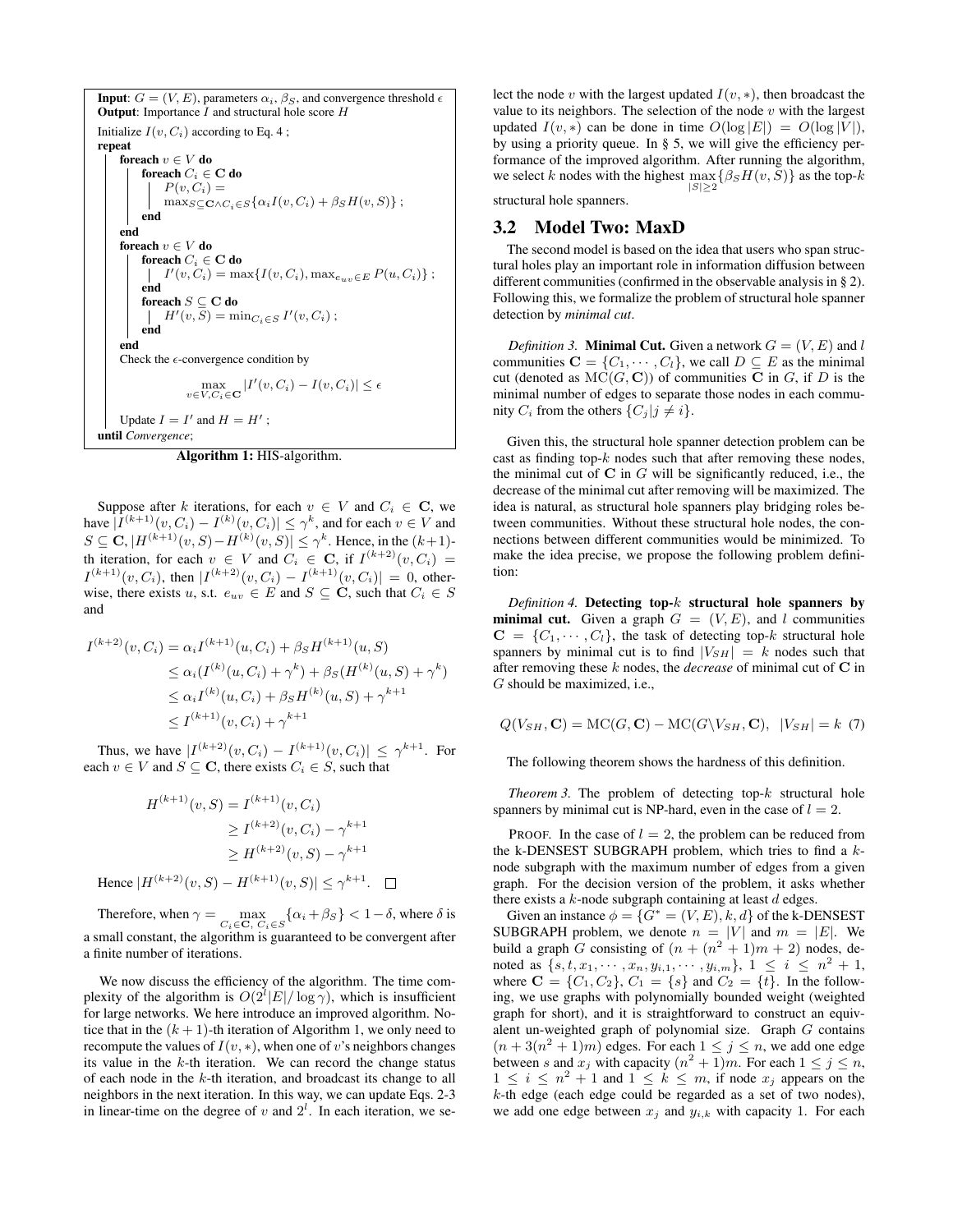**Input**: $G = (V, E)$, parameters $\alpha_i$, $\beta_S$, and convergence threshold $\epsilon$
**Output**: Importance $I$ and structural hole score $H$

```
Initialize I(v, C_i) according to Eq. 4 ;
repeat
    foreach v ∈ V do
        foreach C_i ∈ C do
            P(v, C_i) = max_{S⊆C ∧ C_i∈S} {α_i I(v, C_i) + β_S H(v, S)} ;
        end
    end
    foreach v ∈ V do
        foreach C_i ∈ C do
            I'(v, C_i) = max{I(v, C_i), max_{e_uv∈E} P(u, C_i)} ;
        end
        foreach S ⊆ C do
            H'(v, S) = min_{C_i∈S} I'(v, C_i) ;
        end
    end
    Check the ε-convergence condition by
        max_{v∈V, C_i∈C} |I'(v, C_i) − I(v, C_i)| ≤ ε
    Update I = I' and H = H' ;
until Convergence;
```

**Algorithm 1:** HIS-algorithm.

Suppose after $k$ iterations, for each $v \in V$ and $C_i \in \mathbf{C}$, we have $|I^{(k+1)}(v, C_i) - I^{(k)}(v, C_i)| \leq \gamma^k$, and for each $v \in V$ and $S \subseteq \mathbf{C}$, $|H^{(k+1)}(v, S) - H^{(k)}(v, S)| \leq \gamma^k$. Hence, in the $(k+1)$-th iteration, for each $v \in V$ and $C_i \in \mathbf{C}$, if $I^{(k+2)}(v, C_i) = I^{(k+1)}(v, C_i)$, then $|I^{(k+2)}(v, C_i) - I^{(k+1)}(v, C_i)| = 0$, otherwise, there exists $u$, s.t. $e_{uv} \in E$ and $S \subseteq \mathbf{C}$, such that $C_i \in S$ and

$$
\begin{aligned}
I^{(k+2)}(v, C_i) &= \alpha_i I^{(k+1)}(u, C_i) + \beta_S H^{(k+1)}(u, S) \\
&\leq \alpha_i (I^{(k)}(u, C_i) + \gamma^k) + \beta_S (H^{(k)}(u, S) + \gamma^k) \\
&\leq \alpha_i I^{(k)}(u, C_i) + \beta_S H^{(k)}(u, S) + \gamma^{k+1} \\
&\leq I^{(k+1)}(v, C_i) + \gamma^{k+1}
\end{aligned}
$$

Thus, we have $|I^{(k+2)}(v, C_i) - I^{(k+1)}(v, C_i)| \leq \gamma^{k+1}$. For each $v \in V$ and $S \subseteq \mathbf{C}$, there exists $C_i \in S$, such that

$$
\begin{aligned}
H^{(k+1)}(v, S) &= I^{(k+1)}(v, C_i) \\
&\geq I^{(k+2)}(v, C_i) - \gamma^{k+1} \\
&\geq H^{(k+2)}(v, S) - \gamma^{k+1}
\end{aligned}
$$

Hence $|H^{(k+2)}(v, S) - H^{(k+1)}(v, S)| \leq \gamma^{k+1}$. $\square$

Therefore, when $\gamma = \max_{C_i \in \mathbf{C},\, C_i \in S} \{\alpha_i + \beta_S\} < 1 - \delta$, where $\delta$ is a small constant, the algorithm is guaranteed to be convergent after a finite number of iterations.

We now discuss the efficiency of the algorithm. The time complexity of the algorithm is $O(2^l |E| / \log \gamma)$, which is insufficient for large networks. We here introduce an improved algorithm. Notice that in the $(k+1)$-th iteration of Algorithm 1, we only need to recompute the values of $I(v, *)$, when one of $v$'s neighbors changes its value in the $k$-th iteration. We can record the change status of each node in the $k$-th iteration, and broadcast its change to all neighbors in the next iteration. In this way, we can update Eqs. 2-3 in linear-time on the degree of $v$ and $2^l$. In each iteration, we select the node $v$ with the largest updated $I(v, *)$, then broadcast the value to its neighbors. The selection of the node $v$ with the largest updated $I(v, *)$ can be done in time $O(\log |E|) = O(\log |V|)$, by using a priority queue. In § 5, we will give the efficiency performance of the improved algorithm. After running the algorithm, we select $k$ nodes with the highest $\max_{|S| \geq 2} \{\beta_S H(v, S)\}$ as the top-$k$ structural hole spanners.

## 3.2 Model Two: MaxD

The second model is based on the idea that users who span structural holes play an important role in information diffusion between different communities (confirmed in the observable analysis in § 2). Following this, we formalize the problem of structural hole spanner detection by *minimal cut*.

*Definition 3.* **Minimal Cut.** Given a network $G = (V, E)$ and $l$ communities $\mathbf{C} = \{C_1, \cdots, C_l\}$, we call $D \subseteq E$ as the minimal cut (denoted as $\mathrm{MC}(G, \mathbf{C})$) of communities $\mathbf{C}$ in $G$, if $D$ is the minimal number of edges to separate those nodes in each community $C_i$ from the others $\{C_j | j \neq i\}$.

Given this, the structural hole spanner detection problem can be cast as finding top-$k$ nodes such that after removing these nodes, the minimal cut of $\mathbf{C}$ in $G$ will be significantly reduced, i.e., the decrease of the minimal cut after removing will be maximized. The idea is natural, as structural hole spanners play bridging roles between communities. Without these structural hole nodes, the connections between different communities would be minimized. To make the idea precise, we propose the following problem definition:

*Definition 4.* **Detecting top-$k$ structural hole spanners by minimal cut.** Given a graph $G = (V, E)$, and $l$ communities $\mathbf{C} = \{C_1, \cdots, C_l\}$, the task of detecting top-$k$ structural hole spanners by minimal cut is to find $|V_{SH}| = k$ nodes such that after removing these $k$ nodes, the *decrease* of minimal cut of $\mathbf{C}$ in $G$ should be maximized, i.e.,

$$
Q(V_{SH}, \mathbf{C}) = \mathrm{MC}(G, \mathbf{C}) - \mathrm{MC}(G \backslash V_{SH}, \mathbf{C}), \quad |V_{SH}| = k \quad (7)
$$

The following theorem shows the hardness of this definition.

*Theorem 3.* The problem of detecting top-$k$ structural hole spanners by minimal cut is NP-hard, even in the case of $l = 2$.

PROOF. In the case of $l = 2$, the problem can be reduced from the k-DENSEST SUBGRAPH problem, which tries to find a $k$-node subgraph with the maximum number of edges from a given graph. For the decision version of the problem, it asks whether there exists a $k$-node subgraph containing at least $d$ edges.

Given an instance $\phi = \{G^* = (V, E), k, d\}$ of the k-DENSEST SUBGRAPH problem, we denote $n = |V|$ and $m = |E|$. We build a graph $G$ consisting of $(n + (n^2 + 1)m + 2)$ nodes, denoted as $\{s, t, x_1, \cdots, x_n, y_{i,1}, \cdots, y_{i,m}\}$, $1 \leq i \leq n^2 + 1$, where $\mathbf{C} = \{C_1, C_2\}$, $C_1 = \{s\}$ and $C_2 = \{t\}$. In the following, we use graphs with polynomially bounded weight (weighted graph for short), and it is straightforward to construct an equivalent un-weighted graph of polynomial size. Graph $G$ contains $(n + 3(n^2 + 1)m)$ edges. For each $1 \leq j \leq n$, we add one edge between $s$ and $x_j$ with capacity $(n^2 + 1)m$. For each $1 \leq j \leq n$, $1 \leq i \leq n^2 + 1$ and $1 \leq k \leq m$, if node $x_j$ appears on the $k$-th edge (each edge could be regarded as a set of two nodes), we add one edge between $x_j$ and $y_{i,k}$ with capacity 1. For each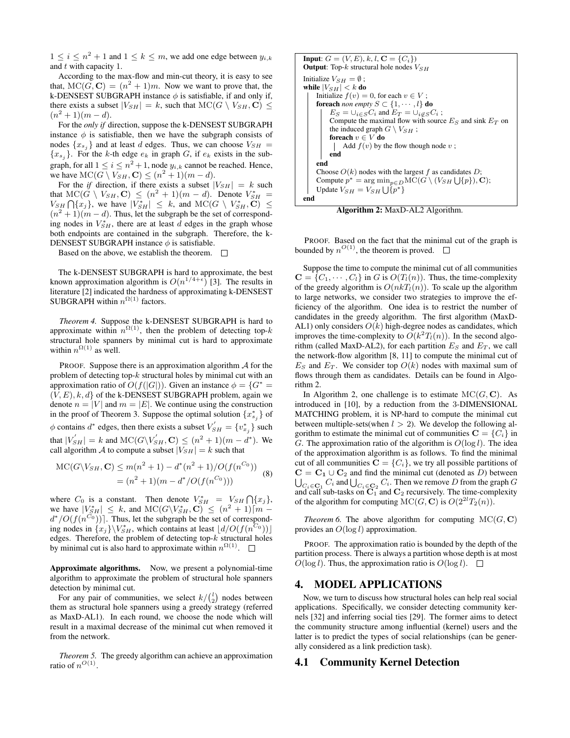$1 \le i \le n^2+1$ and $1 \le k \le m$, we add one edge between $y_{i,k}$ and $t$ with capacity 1.

According to the max-flow and min-cut theory, it is easy to see that, $\mathrm{MC}(G, \mathbf{C}) = (n^2+1)m$. Now we want to prove that, the k-DENSEST SUBGRAPH instance $\phi$ is satisfiable, if and only if, there exists a subset $|V_{SH}| = k$, such that $\mathrm{MC}(G \setminus V_{SH}, \mathbf{C}) \le (n^2+1)(m-d)$.

For the *only if* direction, suppose the k-DENSEST SUBGRAPH instance $\phi$ is satisfiable, then we have the subgraph consists of nodes $\{x_{s_j}\}$ and at least $d$ edges. Thus, we can choose $V_{SH} = \{x_{s_j}\}$. For the $k$-th edge $e_k$ in graph $G$, if $e_k$ exists in the subgraph, for all $1 \le i \le n^2+1$, node $y_{i,k}$ cannot be reached. Hence, we have $\mathrm{MC}(G \setminus V_{SH}, \mathbf{C}) \le (n^2+1)(m-d)$.

For the *if* direction, if there exists a subset $|V_{SH}| = k$ such that $\mathrm{MC}(G \setminus V_{SH}, \mathbf{C}) \le (n^2+1)(m-d)$. Denote $V_{SH}^* = V_{SH} \bigcap \{x_j\}$, we have $|V_{SH}^*| \le k$, and $\mathrm{MC}(G \setminus V_{SH}^*, \mathbf{C}) \le (n^2+1)(m-d)$. Thus, let the subgraph be the set of corresponding nodes in $V_{SH}^*$, there are at least $d$ edges in the graph whose both endpoints are contained in the subgraph. Therefore, the k-DENSEST SUBGRAPH instance $\phi$ is satisfiable.

Based on the above, we establish the theorem. $\square$

The k-DENSEST SUBGRAPH is hard to approximate, the best known approximation algorithm is $O(n^{1/4+\epsilon})$ [3]. The results in literature [2] indicated the hardness of approximating k-DENSEST SUBGRAPH within $n^{\Omega(1)}$ factors.

*Theorem 4.* Suppose the k-DENSEST SUBGRAPH is hard to approximate within $n^{\Omega(1)}$, then the problem of detecting top-$k$ structural hole spanners by minimal cut is hard to approximate within $n^{\Omega(1)}$ as well.

PROOF. Suppose there is an approximation algorithm $\mathcal{A}$ for the problem of detecting top-$k$ structural holes by minimal cut with an approximation ratio of $O(f(|G|))$. Given an instance $\phi = \{G^* = (V, E), k, d\}$ of the k-DENSEST SUBGRAPH problem, again we denote $n = |V|$ and $m = |E|$. We continue using the construction in the proof of Theorem 3. Suppose the optimal solution $\{x_{s_j}^*\}$ of $\phi$ contains $d^*$ edges, then there exists a subset $V_{SH}^{'} = \{v_{x_j}^*\}$ such that $|V_{SH}^{'}| = k$ and $\mathrm{MC}(G \setminus V_{SH}^{'}, \mathbf{C}) \le (n^2+1)(m-d^*)$. We call algorithm $\mathcal{A}$ to compute a subset $|V_{SH}| = k$ such that

$$
\begin{aligned}
\mathrm{MC}(G \setminus V_{SH}, \mathbf{C}) &\le m(n^2+1) - d^*(n^2+1)/O(f(n^{C_0})) \\
&= (n^2+1)(m - d^*/O(f(n^{C_0})))
\end{aligned}
\tag{8}
$$

where $C_0$ is a constant. Then denote $V_{SH}^* = V_{SH} \bigcap \{x_j\}$, we have $|V_{SH}^*| \le k$, and $\mathrm{MC}(G \setminus V_{SH}^*, \mathbf{C}) \le (n^2+1)\lceil m - d^*/O(f(n^{C_0}))\rceil$. Thus, let the subgraph be the set of corresponding nodes in $\{x_j\} \setminus V_{SH}^*$, which contains at least $\lfloor d/O(f(n^{C_0}))\rfloor$ edges. Therefore, the problem of detecting top-$k$ structural holes by minimal cut is also hard to approximate within $n^{\Omega(1)}$. $\square$

**Approximate algorithms.** Now, we present a polynomial-time algorithm to approximate the problem of structural hole spanners detection by minimal cut.

For any pair of communities, we select $k/\binom{l}{2}$ nodes between them as structural hole spanners using a greedy strategy (referred as MaxD-AL1). In each round, we choose the node which will result in a maximal decrease of the minimal cut when removed it from the network.

*Theorem 5.* The greedy algorithm can achieve an approximation ratio of $n^{O(1)}$.

PROOF. Based on the fact that the minimal cut of the graph is bounded by $n^{O(1)}$, the theorem is proved. $\square$

```
Input: G = (V, E), k, l, C = {C_i})
Output: Top-k structural hole nodes V_SH
Initialize V_SH = ∅ ;
while |V_SH| < k do
    Initialize f(v) = 0, for each v ∈ V ;
    foreach non empty S ⊂ {1, ..., l} do
        E_S = ∪_{i∈S} C_i and E_T = ∪_{i∉S} C_i ;
        Compute the maximal flow with source E_S and sink E_T on
        the induced graph G \ V_SH ;
        foreach v ∈ V do
            Add f(v) by the flow though node v ;
        end
    end
    Choose O(k) nodes with the largest f as candidates D;
    Compute p* = arg min_{p∈D} MC(G \ (V_SH ∪ {p}), C);
    Update V_SH = V_SH ∪ {p*}
end
```

**Algorithm 2:** MaxD-AL2 Algorithm.

Suppose the time to compute the minimal cut of all communities $\mathbf{C} = \{C_1, \cdots, C_l\}$ in $G$ is $O(T_l(n))$. Thus, the time-complexity of the greedy algorithm is $O(nkT_l(n))$. To scale up the algorithm to large networks, we consider two strategies to improve the efficiency of the algorithm. One idea is to restrict the number of candidates in the greedy algorithm. The first algorithm (MaxD-AL1) only considers $O(k)$ high-degree nodes as candidates, which improves the time-complexity to $O(k^2T_l(n))$. In the second algorithm (called MaxD-AL2), for each partition $E_S$ and $E_T$, we call the network-flow algorithm [8, 11] to compute the minimal cut of $E_S$ and $E_T$. We consider top $O(k)$ nodes with maximal sum of flows through them as candidates. Details can be found in Algorithm 2.

In Algorithm 2, one challenge is to estimate $\mathrm{MC}(G, \mathbf{C})$. As introduced in [10], by a reduction from the 3-DIMENSIONAL MATCHING problem, it is NP-hard to compute the minimal cut between multiple-sets(when $l > 2$). We develop the following algorithm to estimate the minimal cut of communities $\mathbf{C} = \{C_i\}$ in $G$. The approximation ratio of the algorithm is $O(\log l)$. The idea of the approximation algorithm is as follows. To find the minimal cut of all communities $\mathbf{C} = \{C_i\}$, we try all possible partitions of $\mathbf{C} = \mathbf{C_1} \cup \mathbf{C_2}$ and find the minimal cut (denoted as $D$) between $\bigcup_{C_i \in \mathbf{C_1}} C_i$ and $\bigcup_{C_i \in \mathbf{C_2}} C_i$. Then we remove $D$ from the graph $G$ and call sub-tasks on $\mathbf{C_1}$ and $\mathbf{C_2}$ recursively. The time-complexity of the algorithm for computing $\mathrm{MC}(G, \mathbf{C})$ is $O(2^{2l}T_2(n))$.

*Theorem 6.* The above algorithm for computing $\mathrm{MC}(G, \mathbf{C})$ provides an $O(\log l)$ approximation.

PROOF. The approximation ratio is bounded by the depth of the partition process. There is always a partition whose depth is at most $O(\log l)$. Thus, the approximation ratio is $O(\log l)$. $\square$

# 4. MODEL APPLICATIONS

Now, we turn to discuss how structural holes can help real social applications. Specifically, we consider detecting community kernels [32] and inferring social ties [29]. The former aims to detect the community structure among influential (kernel) users and the latter is to predict the types of social relationships (can be generally considered as a link prediction task).

## 4.1 Community Kernel Detection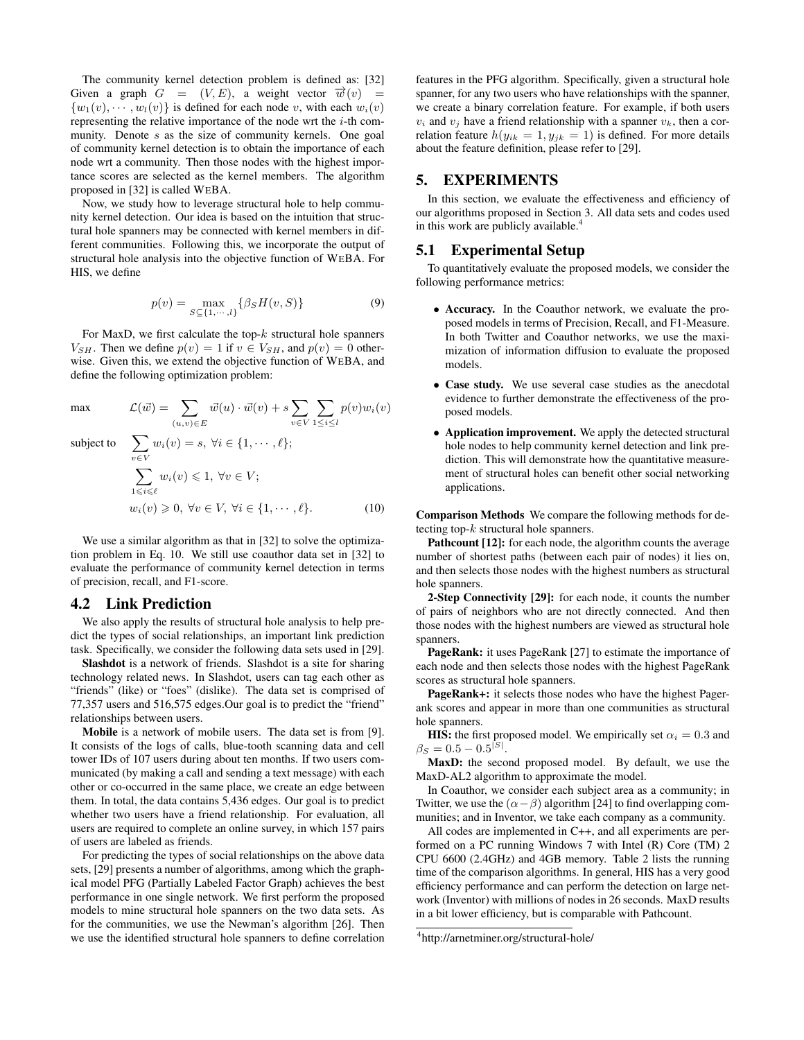The community kernel detection problem is defined as: [32] Given a graph $G = (V, E)$, a weight vector $\vec{w}(v) = \{w_1(v), \cdots, w_l(v)\}$ is defined for each node $v$, with each $w_i(v)$ representing the relative importance of the node wrt the $i$-th community. Denote $s$ as the size of community kernels. One goal of community kernel detection is to obtain the importance of each node wrt a community. Then those nodes with the highest importance scores are selected as the kernel members. The algorithm proposed in [32] is called WeBA.

Now, we study how to leverage structural hole to help community kernel detection. Our idea is based on the intuition that structural hole spanners may be connected with kernel members in different communities. Following this, we incorporate the output of structural hole analysis into the objective function of WeBA. For HIS, we define

$$p(v) = \max_{S \subseteq \{1, \cdots, l\}} \{\beta_S H(v, S)\} \tag{9}$$

For MaxD, we first calculate the top-$k$ structural hole spanners $V_{SH}$. Then we define $p(v) = 1$ if $v \in V_{SH}$, and $p(v) = 0$ otherwise. Given this, we extend the objective function of WeBA, and define the following optimization problem:

$$
\begin{aligned}
\max \quad & \mathcal{L}(\vec{w}) = \sum_{(u,v)\in E} \vec{w}(u) \cdot \vec{w}(v) + s \sum_{v \in V} \sum_{1 \leq i \leq l} p(v) w_i(v) \\
\text{subject to} \quad & \sum_{v \in V} w_i(v) = s, \ \forall i \in \{1, \cdots, \ell\}; \\
& \sum_{1 \leqslant i \leqslant \ell} w_i(v) \leqslant 1, \ \forall v \in V; \\
& w_i(v) \geqslant 0, \ \forall v \in V, \ \forall i \in \{1, \cdots, \ell\}.
\end{aligned} \tag{10}
$$

We use a similar algorithm as that in [32] to solve the optimization problem in Eq. 10. We still use coauthor data set in [32] to evaluate the performance of community kernel detection in terms of precision, recall, and F1-score.

## 4.2 Link Prediction

We also apply the results of structural hole analysis to help predict the types of social relationships, an important link prediction task. Specifically, we consider the following data sets used in [29].

**Slashdot** is a network of friends. Slashdot is a site for sharing technology related news. In Slashdot, users can tag each other as "friends" (like) or "foes" (dislike). The data set is comprised of 77,357 users and 516,575 edges.Our goal is to predict the "friend" relationships between users.

**Mobile** is a network of mobile users. The data set is from [9]. It consists of the logs of calls, blue-tooth scanning data and cell tower IDs of 107 users during about ten months. If two users communicated (by making a call and sending a text message) with each other or co-occurred in the same place, we create an edge between them. In total, the data contains 5,436 edges. Our goal is to predict whether two users have a friend relationship. For evaluation, all users are required to complete an online survey, in which 157 pairs of users are labeled as friends.

For predicting the types of social relationships on the above data sets, [29] presents a number of algorithms, among which the graphical model PFG (Partially Labeled Factor Graph) achieves the best performance in one single network. We first perform the proposed models to mine structural hole spanners on the two data sets. As for the communities, we use the Newman's algorithm [26]. Then we use the identified structural hole spanners to define correlation features in the PFG algorithm. Specifically, given a structural hole spanner, for any two users who have relationships with the spanner, we create a binary correlation feature. For example, if both users $v_i$ and $v_j$ have a friend relationship with a spanner $v_k$, then a correlation feature $h(y_{ik} = 1, y_{jk} = 1)$ is defined. For more details about the feature definition, please refer to [29].

# 5. EXPERIMENTS

In this section, we evaluate the effectiveness and efficiency of our algorithms proposed in Section 3. All data sets and codes used in this work are publicly available.[4]

## 5.1 Experimental Setup

To quantitatively evaluate the proposed models, we consider the following performance metrics:

- **Accuracy.** In the Coauthor network, we evaluate the proposed models in terms of Precision, Recall, and F1-Measure. In both Twitter and Coauthor networks, we use the maximization of information diffusion to evaluate the proposed models.
- **Case study.** We use several case studies as the anecdotal evidence to further demonstrate the effectiveness of the proposed models.
- **Application improvement.** We apply the detected structural hole nodes to help community kernel detection and link prediction. This will demonstrate how the quantitative measurement of structural holes can benefit other social networking applications.

**Comparison Methods** We compare the following methods for detecting top-$k$ structural hole spanners.

**Pathcount [12]:** for each node, the algorithm counts the average number of shortest paths (between each pair of nodes) it lies on, and then selects those nodes with the highest numbers as structural hole spanners.

**2-Step Connectivity [29]:** for each node, it counts the number of pairs of neighbors who are not directly connected. And then those nodes with the highest numbers are viewed as structural hole spanners.

**PageRank:** it uses PageRank [27] to estimate the importance of each node and then selects those nodes with the highest PageRank scores as structural hole spanners.

**PageRank+:** it selects those nodes who have the highest Pagerank scores and appear in more than one communities as structural hole spanners.

**HIS:** the first proposed model. We empirically set $\alpha_i = 0.3$ and $\beta_S = 0.5 - 0.5^{|S|}$.

**MaxD:** the second proposed model. By default, we use the MaxD-AL2 algorithm to approximate the model.

In Coauthor, we consider each subject area as a community; in Twitter, we use the $(\alpha-\beta)$ algorithm [24] to find overlapping communities; and in Inventor, we take each company as a community.

All codes are implemented in C++, and all experiments are performed on a PC running Windows 7 with Intel (R) Core (TM) 2 CPU 6600 (2.4GHz) and 4GB memory. Table 2 lists the running time of the comparison algorithms. In general, HIS has a very good efficiency performance and can perform the detection on large network (Inventor) with millions of nodes in 26 seconds. MaxD results in a bit lower efficiency, but is comparable with Pathcount.

[4] http://arnetminer.org/structural-hole/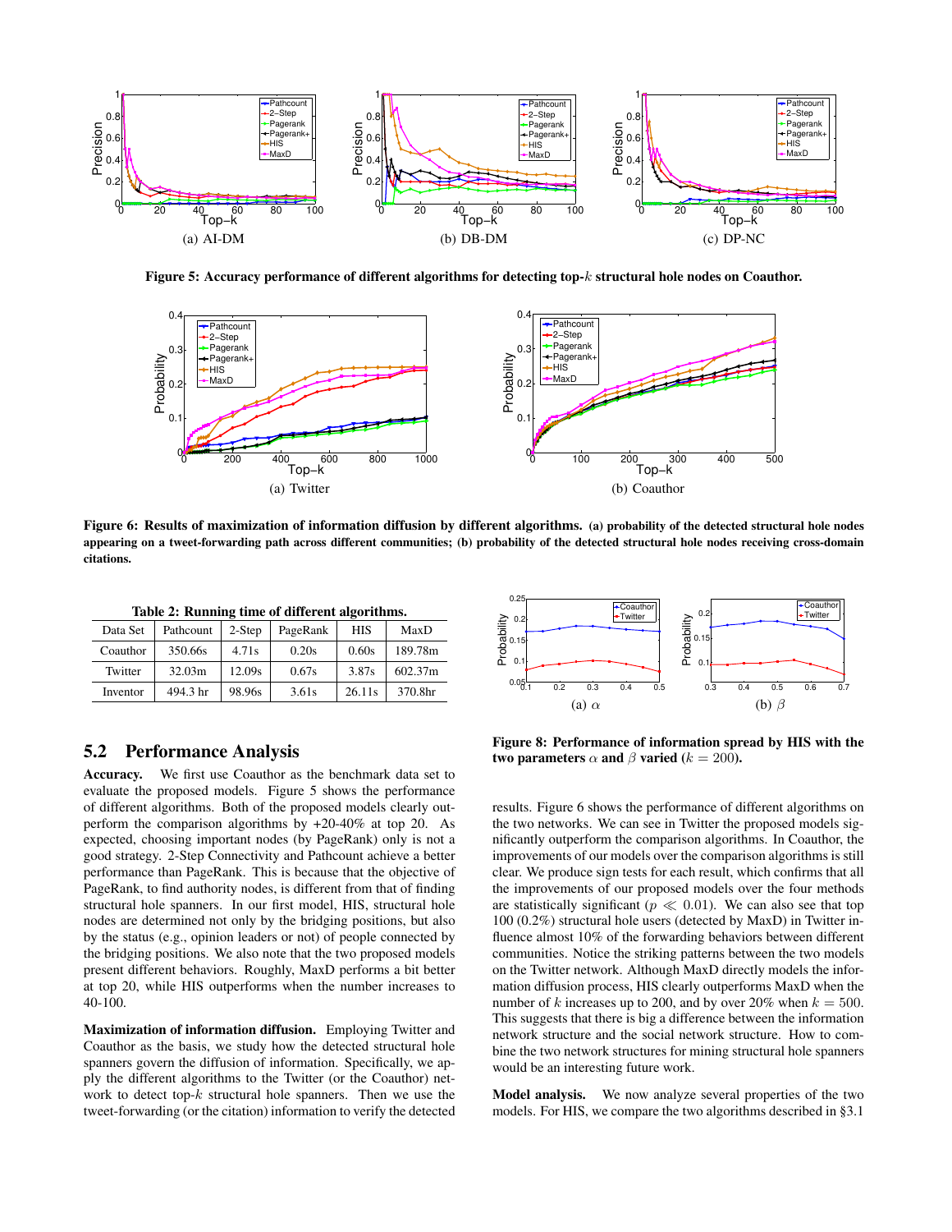Figure 5: Accuracy performance of different algorithms for detecting top-$k$ structural hole nodes on Coauthor.

(a) AI-DM (b) DB-DM (c) DP-NC

Figure 6: Results of maximization of information diffusion by different algorithms. (a) probability of the detected structural hole nodes appearing on a tweet-forwarding path across different communities; (b) probability of the detected structural hole nodes receiving cross-domain citations.

(a) Twitter (b) Coauthor

**Table 2: Running time of different algorithms.**

| Data Set | Pathcount | 2-Step | PageRank | HIS | MaxD |
|---|---|---|---|---|---|
| Coauthor | 350.66s | 4.71s | 0.20s | 0.60s | 189.78m |
| Twitter | 32.03m | 12.09s | 0.67s | 3.87s | 602.37m |
| Inventor | 494.3 hr | 98.96s | 3.61s | 26.11s | 370.8hr |

(a) $\alpha$ (b) $\beta$

Figure 8: Performance of information spread by HIS with the two parameters $\alpha$ and $\beta$ varied ($k = 200$).

## 5.2 Performance Analysis

**Accuracy.** We first use Coauthor as the benchmark data set to evaluate the proposed models. Figure 5 shows the performance of different algorithms. Both of the proposed models clearly outperform the comparison algorithms by +20-40% at top 20. As expected, choosing important nodes (by PageRank) only is not a good strategy. 2-Step Connectivity and Pathcount achieve a better performance than PageRank. This is because that the objective of PageRank, to find authority nodes, is different from that of finding structural hole spanners. In our first model, HIS, structural hole nodes are determined not only by the bridging positions, but also by the status (e.g., opinion leaders or not) of people connected by the bridging positions. We also note that the two proposed models present different behaviors. Roughly, MaxD performs a bit better at top 20, while HIS outperforms when the number increases to 40-100.

**Maximization of information diffusion.** Employing Twitter and Coauthor as the basis, we study how the detected structural hole spanners govern the diffusion of information. Specifically, we apply the different algorithms to the Twitter (or the Coauthor) network to detect top-$k$ structural hole spanners. Then we use the tweet-forwarding (or the citation) information to verify the detected results. Figure 6 shows the performance of different algorithms on the two networks. We can see in Twitter the proposed models significantly outperform the comparison algorithms. In Coauthor, the improvements of our models over the comparison algorithms is still clear. We produce sign tests for each result, which confirms that all the improvements of our proposed models over the four methods are statistically significant ($p \ll 0.01$). We can also see that top 100 (0.2%) structural hole users (detected by MaxD) in Twitter influence almost 10% of the forwarding behaviors between different communities. Notice the striking patterns between the two models on the Twitter network. Although MaxD directly models the information diffusion process, HIS clearly outperforms MaxD when the number of $k$ increases up to 200, and by over 20% when $k = 500$. This suggests that there is big a difference between the information network structure and the social network structure. How to combine the two network structures for mining structural hole spanners would be an interesting future work.

**Model analysis.** We now analyze several properties of the two models. For HIS, we compare the two algorithms described in §3.1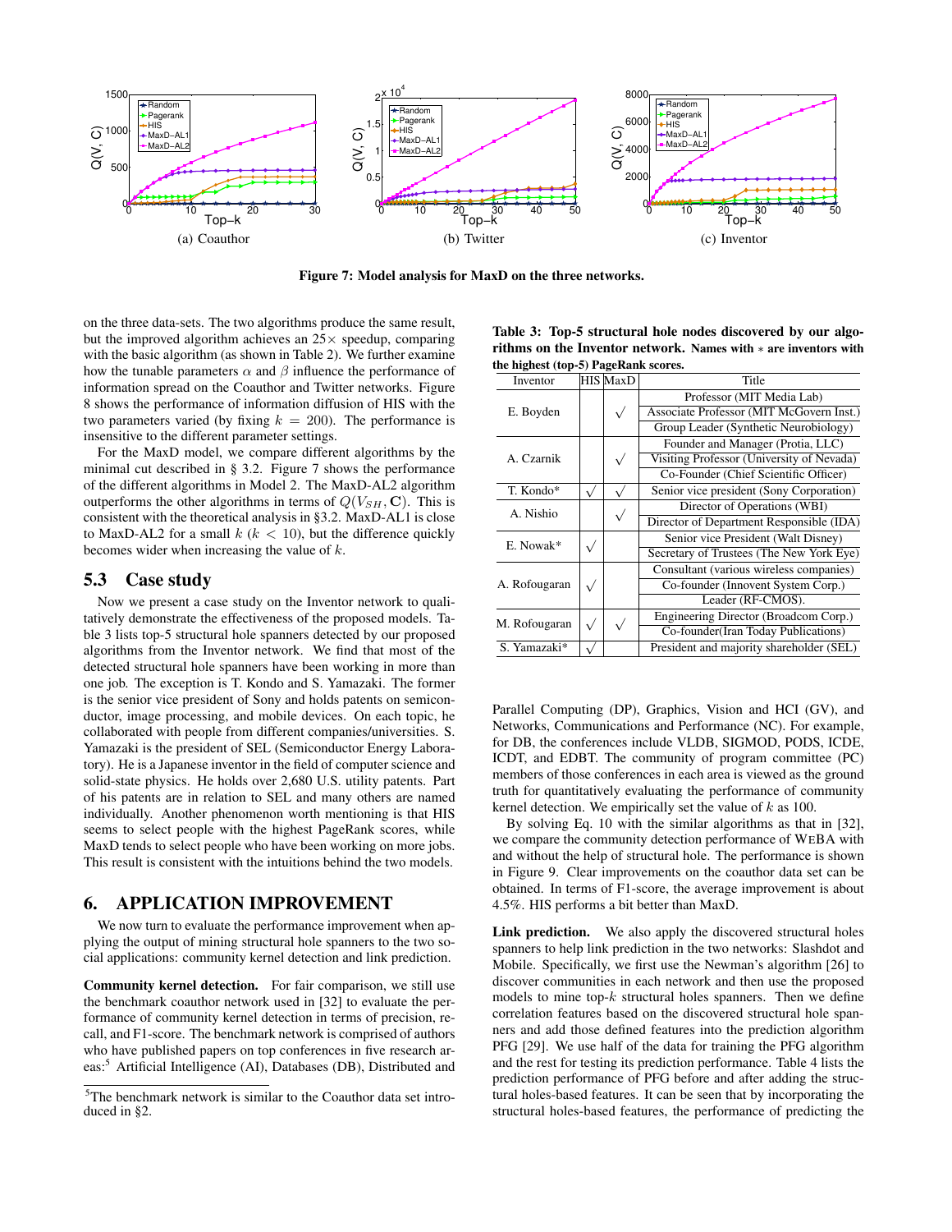Figure 7: Model analysis for MaxD on the three networks.

(a) Coauthor (b) Twitter (c) Inventor

on the three data-sets. The two algorithms produce the same result, but the improved algorithm achieves an $25\times$ speedup, comparing with the basic algorithm (as shown in Table 2). We further examine how the tunable parameters $\alpha$ and $\beta$ influence the performance of information spread on the Coauthor and Twitter networks. Figure 8 shows the performance of information diffusion of HIS with the two parameters varied (by fixing $k = 200$). The performance is insensitive to the different parameter settings.

For the MaxD model, we compare different algorithms by the minimal cut described in § 3.2. Figure 7 shows the performance of the different algorithm in Model 2. The MaxD-AL2 algorithm outperforms the other algorithms in terms of $Q(V_{SH}, \mathbf{C})$. This is consistent with the theoretical analysis in §3.2. MaxD-AL1 is close to MaxD-AL2 for a small $k$ ($k < 10$), but the difference quickly becomes wider when increasing the value of $k$.

## 5.3 Case study

Now we present a case study on the Inventor network to qualitatively demonstrate the effectiveness of the proposed models. Table 3 lists top-5 structural hole spanners detected by our proposed algorithms from the Inventor network. We find that most of the detected structural hole spanners have been working in more than one job. The exception is T. Kondo and S. Yamazaki. The former is the senior vice president of Sony and holds patents on semiconductor, image processing, and mobile devices. On each topic, he collaborated with people from different companies/universities. S. Yamazaki is the president of SEL (Semiconductor Energy Laboratory). He is a Japanese inventor in the field of computer science and solid-state physics. He holds over 2,680 U.S. utility patents. Part of his patents are in relation to SEL and many others are named individually. Another phenomenon worth mentioning is that HIS seems to select people with the highest PageRank scores, while MaxD tends to select people who have been working on more jobs. This result is consistent with the intuitions behind the two models.

**Table 3: Top-5 structural hole nodes discovered by our algorithms on the Inventor network.** Names with $*$ are inventors with the highest (top-5) PageRank scores.

| Inventor | HIS | MaxD | Title |
|---|---|---|---|
| E. Boyden | | √ | Professor (MIT Media Lab) |
| | | | Associate Professor (MIT McGovern Inst.) |
| | | | Group Leader (Synthetic Neurobiology) |
| A. Czarnik | | √ | Founder and Manager (Protia, LLC) |
| | | | Visiting Professor (University of Nevada) |
| | | | Co-Founder (Chief Scientific Officer) |
| T. Kondo* | √ | √ | Senior vice president (Sony Corporation) |
| A. Nishio | | √ | Director of Operations (WBI) |
| | | | Director of Department Responsible (IDA) |
| E. Nowak* | √ | | Senior vice President (Walt Disney) |
| | | | Secretary of Trustees (The New York Eye) |
| A. Rofougaran | √ | | Consultant (various wireless companies) |
| | | | Co-founder (Innovent System Corp.) |
| | | | Leader (RF-CMOS). |
| M. Rofougaran | √ | √ | Engineering Director (Broadcom Corp.) |
| | | | Co-founder(Iran Today Publications) |
| S. Yamazaki* | √ | | President and majority shareholder (SEL) |

# 6. APPLICATION IMPROVEMENT

We now turn to evaluate the performance improvement when applying the output of mining structural hole spanners to the two social applications: community kernel detection and link prediction.

**Community kernel detection.** For fair comparison, we still use the benchmark coauthor network used in [32] to evaluate the performance of community kernel detection in terms of precision, recall, and F1-score. The benchmark network is comprised of authors who have published papers on top conferences in five research areas:[5] Artificial Intelligence (AI), Databases (DB), Distributed and Parallel Computing (DP), Graphics, Vision and HCI (GV), and Networks, Communications and Performance (NC). For example, for DB, the conferences include VLDB, SIGMOD, PODS, ICDE, ICDT, and EDBT. The community of program committee (PC) members of those conferences in each area is viewed as the ground truth for quantitatively evaluating the performance of community kernel detection. We empirically set the value of $k$ as 100.

By solving Eq. 10 with the similar algorithms as that in [32], we compare the community detection performance of WEBA with and without the help of structural hole. The performance is shown in Figure 9. Clear improvements on the coauthor data set can be obtained. In terms of F1-score, the average improvement is about 4.5%. HIS performs a bit better than MaxD.

**Link prediction.** We also apply the discovered structural holes spanners to help link prediction in the two networks: Slashdot and Mobile. Specifically, we first use the Newman's algorithm [26] to discover communities in each network and then use the proposed models to mine top-$k$ structural holes spanners. Then we define correlation features based on the discovered structural hole spanners and add those defined features into the prediction algorithm PFG [29]. We use half of the data for training the PFG algorithm and the rest for testing its prediction performance. Table 4 lists the prediction performance of PFG before and after adding the structural holes-based features. It can be seen that by incorporating the structural holes-based features, the performance of predicting the

[5] The benchmark network is similar to the Coauthor data set introduced in §2.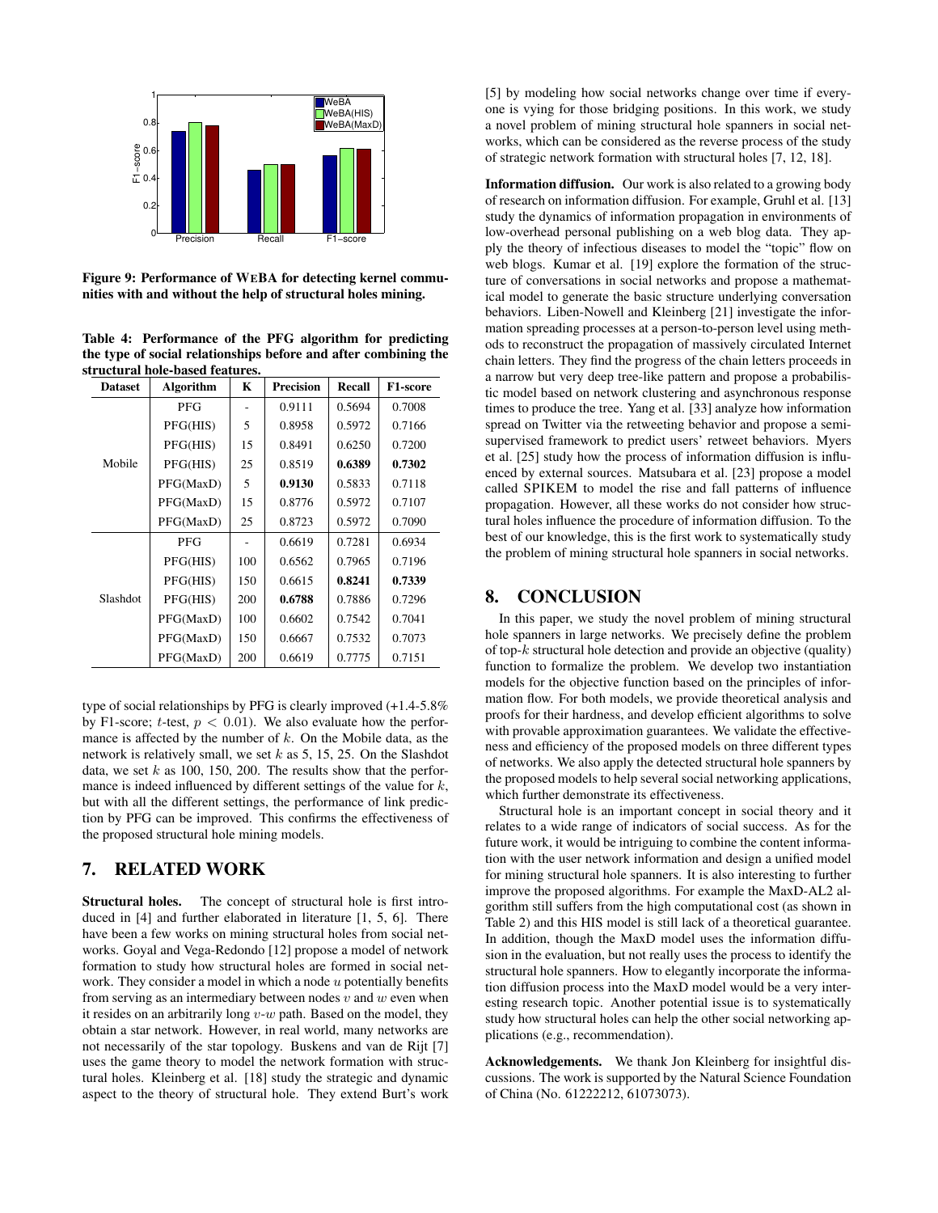1
0.8
0.6
0.4
0.2
0
F1−score
Precision
Recall
F1−score
WeBA
WeBA(HIS)
WeBA(MaxD)

**Figure 9: Performance of WEBA for detecting kernel communities with and without the help of structural holes mining.**

**Table 4: Performance of the PFG algorithm for predicting the type of social relationships before and after combining the structural hole-based features.**

| Dataset | Algorithm | K | Precision | Recall | F1-score |
|---|---|---|---|---|---|
| Mobile | PFG | - | 0.9111 | 0.5694 | 0.7008 |
| | PFG(HIS) | 5 | 0.8958 | 0.5972 | 0.7166 |
| | PFG(HIS) | 15 | 0.8491 | 0.6250 | 0.7200 |
| | PFG(HIS) | 25 | 0.8519 | **0.6389** | **0.7302** |
| | PFG(MaxD) | 5 | **0.9130** | 0.5833 | 0.7118 |
| | PFG(MaxD) | 15 | 0.8776 | 0.5972 | 0.7107 |
| | PFG(MaxD) | 25 | 0.8723 | 0.5972 | 0.7090 |
| Slashdot | PFG | - | 0.6619 | 0.7281 | 0.6934 |
| | PFG(HIS) | 100 | 0.6562 | 0.7965 | 0.7196 |
| | PFG(HIS) | 150 | 0.6615 | **0.8241** | **0.7339** |
| | PFG(HIS) | 200 | **0.6788** | 0.7886 | 0.7296 |
| | PFG(MaxD) | 100 | 0.6602 | 0.7542 | 0.7041 |
| | PFG(MaxD) | 150 | 0.6667 | 0.7532 | 0.7073 |
| | PFG(MaxD) | 200 | 0.6619 | 0.7775 | 0.7151 |

type of social relationships by PFG is clearly improved (+1.4-5.8% by F1-score; $t$-test, $p < 0.01$). We also evaluate how the performance is affected by the number of $k$. On the Mobile data, as the network is relatively small, we set $k$ as 5, 15, 25. On the Slashdot data, we set $k$ as 100, 150, 200. The results show that the performance is indeed influenced by different settings of the value for $k$, but with all the different settings, the performance of link prediction by PFG can be improved. This confirms the effectiveness of the proposed structural hole mining models.

## 7. RELATED WORK

**Structural holes.** The concept of structural hole is first introduced in [4] and further elaborated in literature [1, 5, 6]. There have been a few works on mining structural holes from social networks. Goyal and Vega-Redondo [12] propose a model of network formation to study how structural holes are formed in social network. They consider a model in which a node $u$ potentially benefits from serving as an intermediary between nodes $v$ and $w$ even when it resides on an arbitrarily long $v$-$w$ path. Based on the model, they obtain a star network. However, in real world, many networks are not necessarily of the star topology. Buskens and van de Rijt [7] uses the game theory to model the network formation with structural holes. Kleinberg et al. [18] study the strategic and dynamic aspect to the theory of structural hole. They extend Burt's work [5] by modeling how social networks change over time if everyone is vying for those bridging positions. In this work, we study a novel problem of mining structural hole spanners in social networks, which can be considered as the reverse process of the study of strategic network formation with structural holes [7, 12, 18].

**Information diffusion.** Our work is also related to a growing body of research on information diffusion. For example, Gruhl et al. [13] study the dynamics of information propagation in environments of low-overhead personal publishing on a web blog data. They apply the theory of infectious diseases to model the "topic" flow on web blogs. Kumar et al. [19] explore the formation of the structure of conversations in social networks and propose a mathematical model to generate the basic structure underlying conversation behaviors. Liben-Nowell and Kleinberg [21] investigate the information spreading processes at a person-to-person level using methods to reconstruct the propagation of massively circulated Internet chain letters. They find the progress of the chain letters proceeds in a narrow but very deep tree-like pattern and propose a probabilistic model based on network clustering and asynchronous response times to produce the tree. Yang et al. [33] analyze how information spread on Twitter via the retweeting behavior and propose a semi-supervised framework to predict users' retweet behaviors. Myers et al. [25] study how the process of information diffusion is influenced by external sources. Matsubara et al. [23] propose a model called SPIKEM to model the rise and fall patterns of influence propagation. However, all these works do not consider how structural holes influence the procedure of information diffusion. To the best of our knowledge, this is the first work to systematically study the problem of mining structural hole spanners in social networks.

## 8. CONCLUSION

In this paper, we study the novel problem of mining structural hole spanners in large networks. We precisely define the problem of top-$k$ structural hole detection and provide an objective (quality) function to formalize the problem. We develop two instantiation models for the objective function based on the principles of information flow. For both models, we provide theoretical analysis and proofs for their hardness, and develop efficient algorithms to solve with provable approximation guarantees. We validate the effectiveness and efficiency of the proposed models on three different types of networks. We also apply the detected structural hole spanners by the proposed models to help several social networking applications, which further demonstrate its effectiveness.

Structural hole is an important concept in social theory and it relates to a wide range of indicators of social success. As for the future work, it would be intriguing to combine the content information with the user network information and design a unified model for mining structural hole spanners. It is also interesting to further improve the proposed algorithms. For example the MaxD-AL2 algorithm still suffers from the high computational cost (as shown in Table 2) and this HIS model is still lack of a theoretical guarantee. In addition, though the MaxD model uses the information diffusion in the evaluation, but not really uses the process to identify the structural hole spanners. How to elegantly incorporate the information diffusion process into the MaxD model would be a very interesting research topic. Another potential issue is to systematically study how structural holes can help the other social networking applications (e.g., recommendation).

**Acknowledgements.** We thank Jon Kleinberg for insightful discussions. The work is supported by the Natural Science Foundation of China (No. 61222212, 61073073).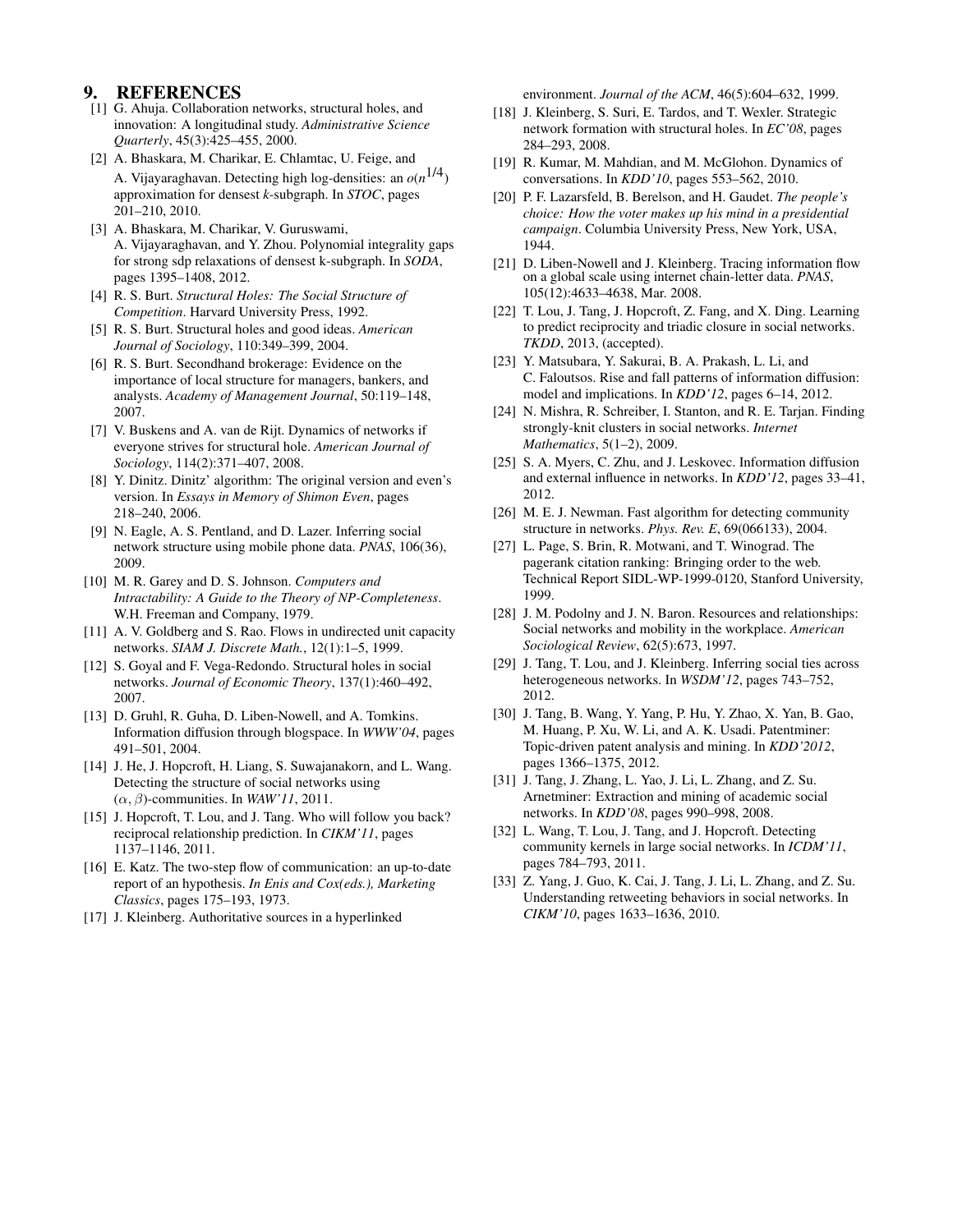## 9. REFERENCES

[1] G. Ahuja. Collaboration networks, structural holes, and innovation: A longitudinal study. *Administrative Science Quarterly*, 45(3):425–455, 2000.

[2] A. Bhaskara, M. Charikar, E. Chlamtac, U. Feige, and A. Vijayaraghavan. Detecting high log-densities: an $o(n^{1/4})$ approximation for densest *k*-subgraph. In *STOC*, pages 201–210, 2010.

[3] A. Bhaskara, M. Charikar, V. Guruswami, A. Vijayaraghavan, and Y. Zhou. Polynomial integrality gaps for strong sdp relaxations of densest k-subgraph. In *SODA*, pages 1395–1408, 2012.

[4] R. S. Burt. *Structural Holes: The Social Structure of Competition*. Harvard University Press, 1992.

[5] R. S. Burt. Structural holes and good ideas. *American Journal of Sociology*, 110:349–399, 2004.

[6] R. S. Burt. Secondhand brokerage: Evidence on the importance of local structure for managers, bankers, and analysts. *Academy of Management Journal*, 50:119–148, 2007.

[7] V. Buskens and A. van de Rijt. Dynamics of networks if everyone strives for structural hole. *American Journal of Sociology*, 114(2):371–407, 2008.

[8] Y. Dinitz. Dinitz' algorithm: The original version and even's version. In *Essays in Memory of Shimon Even*, pages 218–240, 2006.

[9] N. Eagle, A. S. Pentland, and D. Lazer. Inferring social network structure using mobile phone data. *PNAS*, 106(36), 2009.

[10] M. R. Garey and D. S. Johnson. *Computers and Intractability: A Guide to the Theory of NP-Completeness*. W.H. Freeman and Company, 1979.

[11] A. V. Goldberg and S. Rao. Flows in undirected unit capacity networks. *SIAM J. Discrete Math.*, 12(1):1–5, 1999.

[12] S. Goyal and F. Vega-Redondo. Structural holes in social networks. *Journal of Economic Theory*, 137(1):460–492, 2007.

[13] D. Gruhl, R. Guha, D. Liben-Nowell, and A. Tomkins. Information diffusion through blogspace. In *WWW'04*, pages 491–501, 2004.

[14] J. He, J. Hopcroft, H. Liang, S. Suwajanakorn, and L. Wang. Detecting the structure of social networks using $(\alpha, \beta)$-communities. In *WAW'11*, 2011.

[15] J. Hopcroft, T. Lou, and J. Tang. Who will follow you back? reciprocal relationship prediction. In *CIKM'11*, pages 1137–1146, 2011.

[16] E. Katz. The two-step flow of communication: an up-to-date report of an hypothesis. *In Enis and Cox(eds.), Marketing Classics*, pages 175–193, 1973.

[17] J. Kleinberg. Authoritative sources in a hyperlinked environment. *Journal of the ACM*, 46(5):604–632, 1999.

[18] J. Kleinberg, S. Suri, E. Tardos, and T. Wexler. Strategic network formation with structural holes. In *EC'08*, pages 284–293, 2008.

[19] R. Kumar, M. Mahdian, and M. McGlohon. Dynamics of conversations. In *KDD'10*, pages 553–562, 2010.

[20] P. F. Lazarsfeld, B. Berelson, and H. Gaudet. *The people's choice: How the voter makes up his mind in a presidential campaign*. Columbia University Press, New York, USA, 1944.

[21] D. Liben-Nowell and J. Kleinberg. Tracing information flow on a global scale using internet chain-letter data. *PNAS*, 105(12):4633–4638, Mar. 2008.

[22] T. Lou, J. Tang, J. Hopcroft, Z. Fang, and X. Ding. Learning to predict reciprocity and triadic closure in social networks. *TKDD*, 2013, (accepted).

[23] Y. Matsubara, Y. Sakurai, B. A. Prakash, L. Li, and C. Faloutsos. Rise and fall patterns of information diffusion: model and implications. In *KDD'12*, pages 6–14, 2012.

[24] N. Mishra, R. Schreiber, I. Stanton, and R. E. Tarjan. Finding strongly-knit clusters in social networks. *Internet Mathematics*, 5(1–2), 2009.

[25] S. A. Myers, C. Zhu, and J. Leskovec. Information diffusion and external influence in networks. In *KDD'12*, pages 33–41, 2012.

[26] M. E. J. Newman. Fast algorithm for detecting community structure in networks. *Phys. Rev. E*, 69(066133), 2004.

[27] L. Page, S. Brin, R. Motwani, and T. Winograd. The pagerank citation ranking: Bringing order to the web. Technical Report SIDL-WP-1999-0120, Stanford University, 1999.

[28] J. M. Podolny and J. N. Baron. Resources and relationships: Social networks and mobility in the workplace. *American Sociological Review*, 62(5):673, 1997.

[29] J. Tang, T. Lou, and J. Kleinberg. Inferring social ties across heterogeneous networks. In *WSDM'12*, pages 743–752, 2012.

[30] J. Tang, B. Wang, Y. Yang, P. Hu, Y. Zhao, X. Yan, B. Gao, M. Huang, P. Xu, W. Li, and A. K. Usadi. Patentminer: Topic-driven patent analysis and mining. In *KDD'2012*, pages 1366–1375, 2012.

[31] J. Tang, J. Zhang, L. Yao, J. Li, L. Zhang, and Z. Su. Arnetminer: Extraction and mining of academic social networks. In *KDD'08*, pages 990–998, 2008.

[32] L. Wang, T. Lou, J. Tang, and J. Hopcroft. Detecting community kernels in large social networks. In *ICDM'11*, pages 784–793, 2011.

[33] Z. Yang, J. Guo, K. Cai, J. Tang, J. Li, L. Zhang, and Z. Su. Understanding retweeting behaviors in social networks. In *CIKM'10*, pages 1633–1636, 2010.